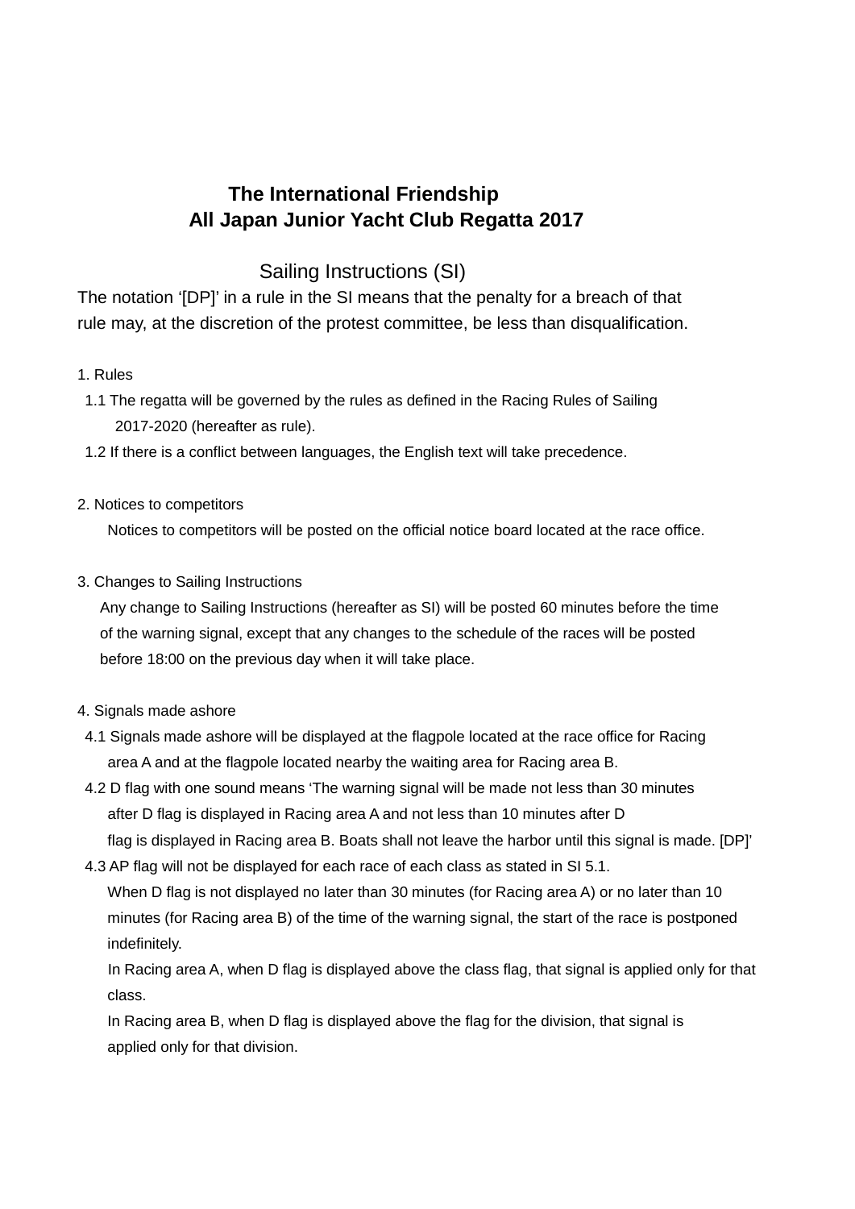# The International Friendship
# All Japan Junior Yacht Club Regatta 2017

## Sailing Instructions (SI)

The notation '[DP]' in a rule in the SI means that the penalty for a breach of that rule may, at the discretion of the protest committee, be less than disqualification.

1. Rules

   1.1 The regatta will be governed by the rules as defined in the Racing Rules of Sailing 2017-2020 (hereafter as rule).

   1.2 If there is a conflict between languages, the English text will take precedence.

2. Notices to competitors

   Notices to competitors will be posted on the official notice board located at the race office.

3. Changes to Sailing Instructions

   Any change to Sailing Instructions (hereafter as SI) will be posted 60 minutes before the time of the warning signal, except that any changes to the schedule of the races will be posted before 18:00 on the previous day when it will take place.

4. Signals made ashore

   4.1 Signals made ashore will be displayed at the flagpole located at the race office for Racing area A and at the flagpole located nearby the waiting area for Racing area B.

   4.2 D flag with one sound means 'The warning signal will be made not less than 30 minutes after D flag is displayed in Racing area A and not less than 10 minutes after D flag is displayed in Racing area B. Boats shall not leave the harbor until this signal is made. [DP]'

   4.3 AP flag will not be displayed for each race of each class as stated in SI 5.1.

   When D flag is not displayed no later than 30 minutes (for Racing area A) or no later than 10 minutes (for Racing area B) of the time of the warning signal, the start of the race is postponed indefinitely.

   In Racing area A, when D flag is displayed above the class flag, that signal is applied only for that class.

   In Racing area B, when D flag is displayed above the flag for the division, that signal is applied only for that division.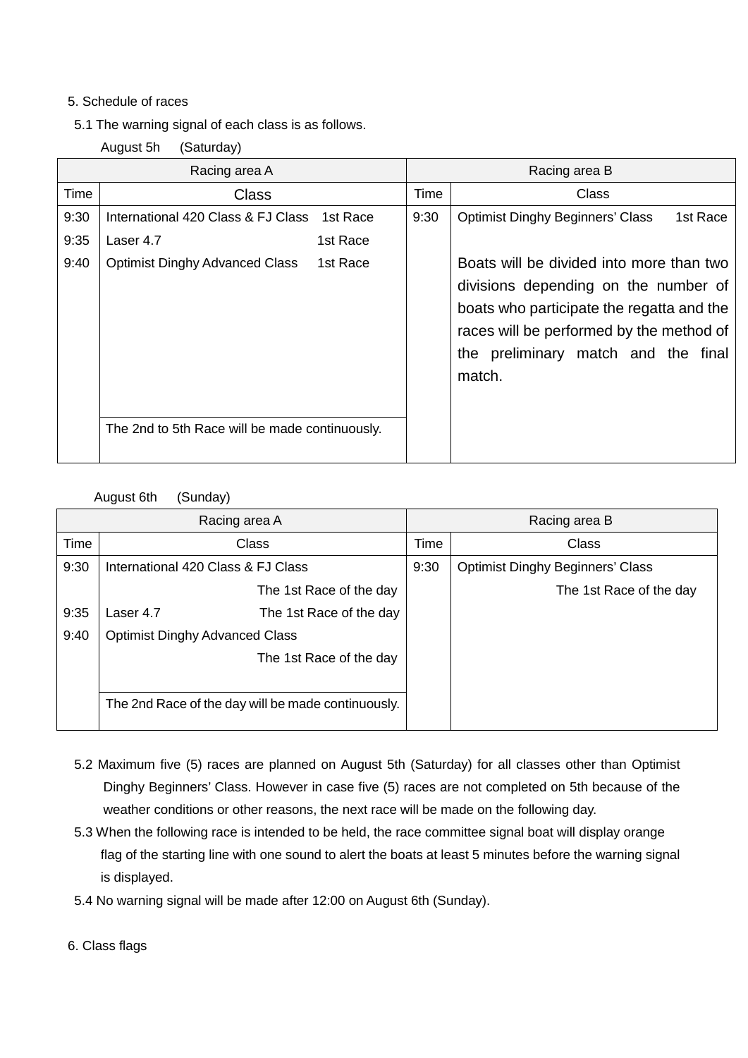5. Schedule of races

5.1 The warning signal of each class is as follows.

August 5h (Saturday)

| Racing area A | | Racing area B | |
|---|---|---|---|
| Time | Class | Time | Class |
| 9:30<br>9:35<br>9:40 | International 420 Class & FJ Class 1st Race<br>Laser 4.7 1st Race<br>Optimist Dinghy Advanced Class 1st Race | 9:30 | Optimist Dinghy Beginners' Class 1st Race<br><br>Boats will be divided into more than two divisions depending on the number of boats who participate the regatta and the races will be performed by the method of the preliminary match and the final match. |
| | The 2nd to 5th Race will be made continuously. | | |

August 6th (Sunday)

| Racing area A | | Racing area B | |
|---|---|---|---|
| Time | Class | Time | Class |
| 9:30<br><br>9:35<br>9:40 | International 420 Class & FJ Class<br>The 1st Race of the day<br>Laser 4.7 The 1st Race of the day<br>Optimist Dinghy Advanced Class<br>The 1st Race of the day | 9:30 | Optimist Dinghy Beginners' Class<br>The 1st Race of the day |
| | The 2nd Race of the day will be made continuously. | | |

5.2 Maximum five (5) races are planned on August 5th (Saturday) for all classes other than Optimist Dinghy Beginners' Class. However in case five (5) races are not completed on 5th because of the weather conditions or other reasons, the next race will be made on the following day.

5.3 When the following race is intended to be held, the race committee signal boat will display orange flag of the starting line with one sound to alert the boats at least 5 minutes before the warning signal is displayed.

5.4 No warning signal will be made after 12:00 on August 6th (Sunday).

6. Class flags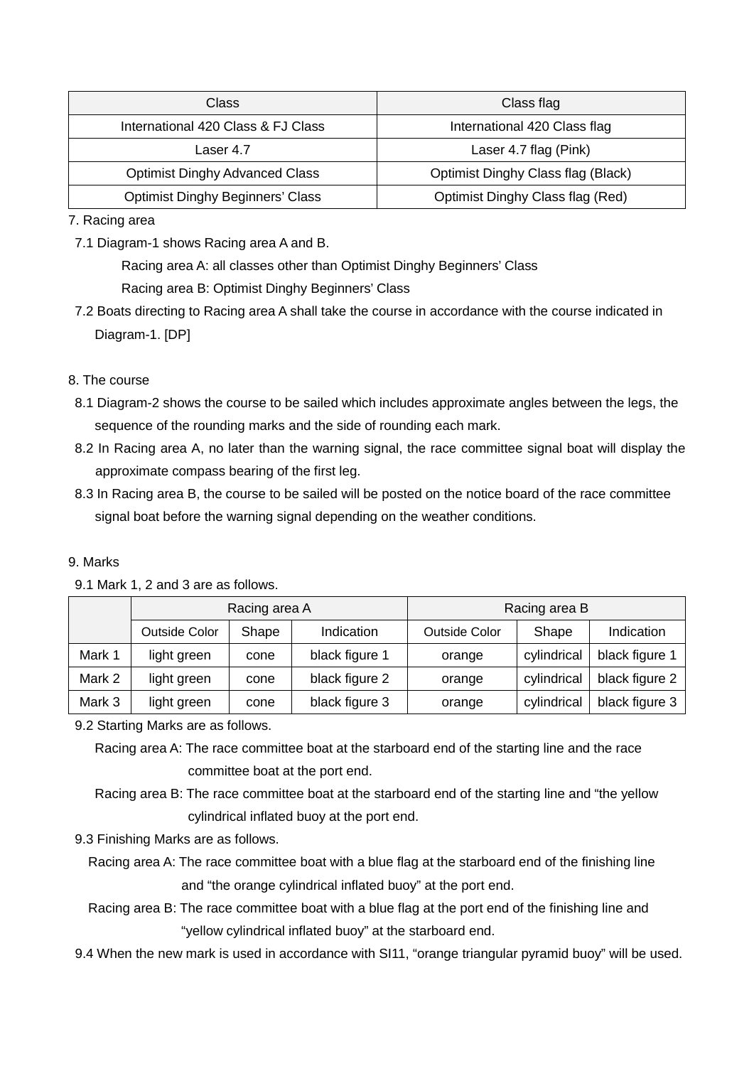| Class | Class flag |
|---|---|
| International 420 Class & FJ Class | International 420 Class flag |
| Laser 4.7 | Laser 4.7 flag (Pink) |
| Optimist Dinghy Advanced Class | Optimist Dinghy Class flag (Black) |
| Optimist Dinghy Beginners' Class | Optimist Dinghy Class flag (Red) |

7. Racing area

7.1 Diagram-1 shows Racing area A and B.

Racing area A: all classes other than Optimist Dinghy Beginners' Class

Racing area B: Optimist Dinghy Beginners' Class

7.2 Boats directing to Racing area A shall take the course in accordance with the course indicated in Diagram-1. [DP]

8. The course

8.1 Diagram-2 shows the course to be sailed which includes approximate angles between the legs, the sequence of the rounding marks and the side of rounding each mark.

8.2 In Racing area A, no later than the warning signal, the race committee signal boat will display the approximate compass bearing of the first leg.

8.3 In Racing area B, the course to be sailed will be posted on the notice board of the race committee signal boat before the warning signal depending on the weather conditions.

9. Marks

9.1 Mark 1, 2 and 3 are as follows.

| | Racing area A | | | Racing area B | | |
|---|---|---|---|---|---|---|
| | Outside Color | Shape | Indication | Outside Color | Shape | Indication |
| Mark 1 | light green | cone | black figure 1 | orange | cylindrical | black figure 1 |
| Mark 2 | light green | cone | black figure 2 | orange | cylindrical | black figure 2 |
| Mark 3 | light green | cone | black figure 3 | orange | cylindrical | black figure 3 |

9.2 Starting Marks are as follows.

Racing area A: The race committee boat at the starboard end of the starting line and the race committee boat at the port end.

Racing area B: The race committee boat at the starboard end of the starting line and "the yellow cylindrical inflated buoy at the port end.

9.3 Finishing Marks are as follows.

Racing area A: The race committee boat with a blue flag at the starboard end of the finishing line and "the orange cylindrical inflated buoy" at the port end.

Racing area B: The race committee boat with a blue flag at the port end of the finishing line and "yellow cylindrical inflated buoy" at the starboard end.

9.4 When the new mark is used in accordance with SI11, "orange triangular pyramid buoy" will be used.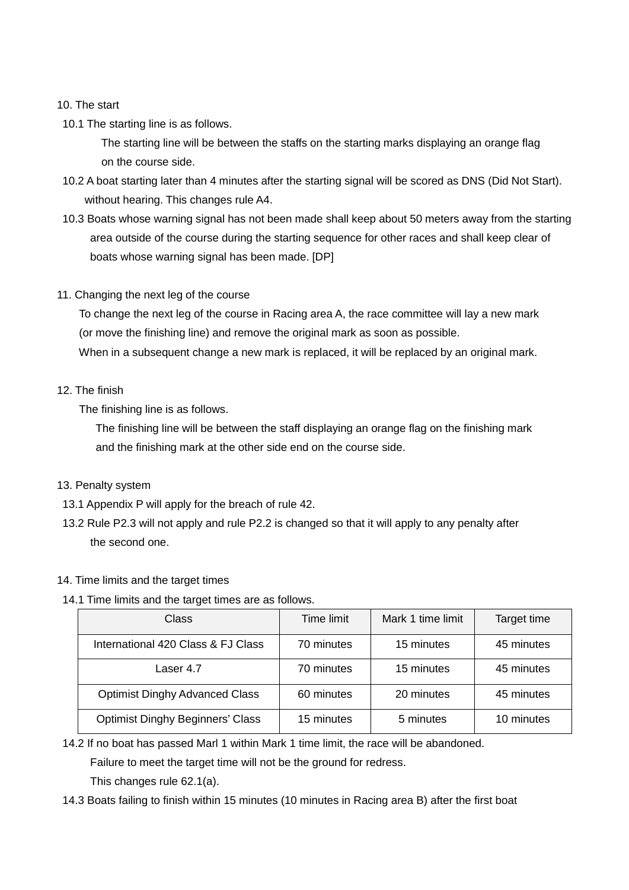10. The start

10.1 The starting line is as follows.

The starting line will be between the staffs on the starting marks displaying an orange flag on the course side.

10.2 A boat starting later than 4 minutes after the starting signal will be scored as DNS (Did Not Start). without hearing. This changes rule A4.

10.3 Boats whose warning signal has not been made shall keep about 50 meters away from the starting area outside of the course during the starting sequence for other races and shall keep clear of boats whose warning signal has been made. [DP]

11. Changing the next leg of the course

To change the next leg of the course in Racing area A, the race committee will lay a new mark (or move the finishing line) and remove the original mark as soon as possible.
When in a subsequent change a new mark is replaced, it will be replaced by an original mark.

12. The finish

The finishing line is as follows.

The finishing line will be between the staff displaying an orange flag on the finishing mark and the finishing mark at the other side end on the course side.

13. Penalty system

13.1 Appendix P will apply for the breach of rule 42.

13.2 Rule P2.3 will not apply and rule P2.2 is changed so that it will apply to any penalty after the second one.

14. Time limits and the target times

14.1 Time limits and the target times are as follows.

| Class | Time limit | Mark 1 time limit | Target time |
|---|---|---|---|
| International 420 Class & FJ Class | 70 minutes | 15 minutes | 45 minutes |
| Laser 4.7 | 70 minutes | 15 minutes | 45 minutes |
| Optimist Dinghy Advanced Class | 60 minutes | 20 minutes | 45 minutes |
| Optimist Dinghy Beginners' Class | 15 minutes | 5 minutes | 10 minutes |

14.2 If no boat has passed Marl 1 within Mark 1 time limit, the race will be abandoned.
Failure to meet the target time will not be the ground for redress.
This changes rule 62.1(a).

14.3 Boats failing to finish within 15 minutes (10 minutes in Racing area B) after the first boat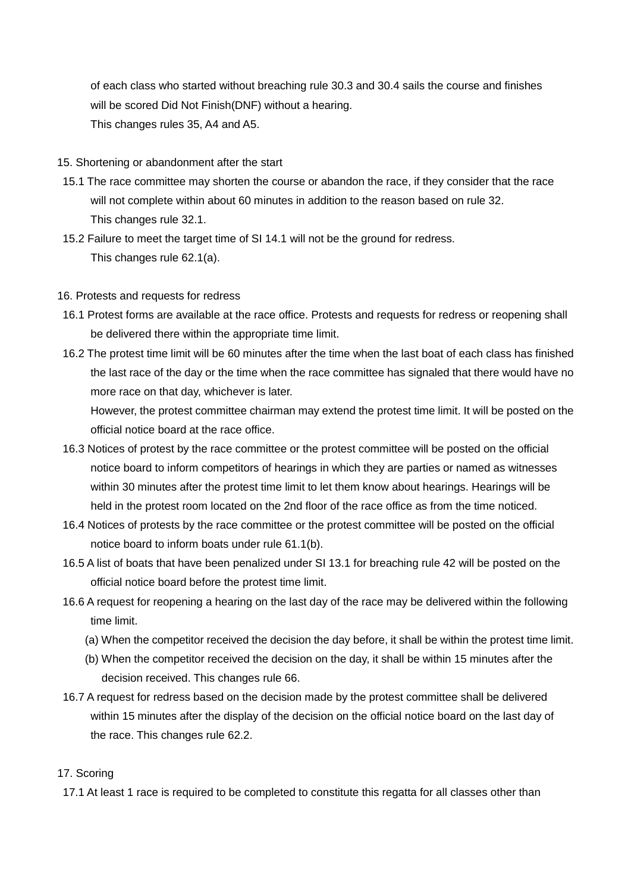of each class who started without breaching rule 30.3 and 30.4 sails the course and finishes will be scored Did Not Finish(DNF) without a hearing.
This changes rules 35, A4 and A5.

15. Shortening or abandonment after the start

15.1 The race committee may shorten the course or abandon the race, if they consider that the race will not complete within about 60 minutes in addition to the reason based on rule 32.
This changes rule 32.1.

15.2 Failure to meet the target time of SI 14.1 will not be the ground for redress.
This changes rule 62.1(a).

16. Protests and requests for redress

16.1 Protest forms are available at the race office. Protests and requests for redress or reopening shall be delivered there within the appropriate time limit.

16.2 The protest time limit will be 60 minutes after the time when the last boat of each class has finished the last race of the day or the time when the race committee has signaled that there would have no more race on that day, whichever is later.
However, the protest committee chairman may extend the protest time limit. It will be posted on the official notice board at the race office.

16.3 Notices of protest by the race committee or the protest committee will be posted on the official notice board to inform competitors of hearings in which they are parties or named as witnesses within 30 minutes after the protest time limit to let them know about hearings. Hearings will be held in the protest room located on the 2nd floor of the race office as from the time noticed.

16.4 Notices of protests by the race committee or the protest committee will be posted on the official notice board to inform boats under rule 61.1(b).

16.5 A list of boats that have been penalized under SI 13.1 for breaching rule 42 will be posted on the official notice board before the protest time limit.

16.6 A request for reopening a hearing on the last day of the race may be delivered within the following time limit.

(a) When the competitor received the decision the day before, it shall be within the protest time limit.

(b) When the competitor received the decision on the day, it shall be within 15 minutes after the decision received. This changes rule 66.

16.7 A request for redress based on the decision made by the protest committee shall be delivered within 15 minutes after the display of the decision on the official notice board on the last day of the race. This changes rule 62.2.

17. Scoring

17.1 At least 1 race is required to be completed to constitute this regatta for all classes other than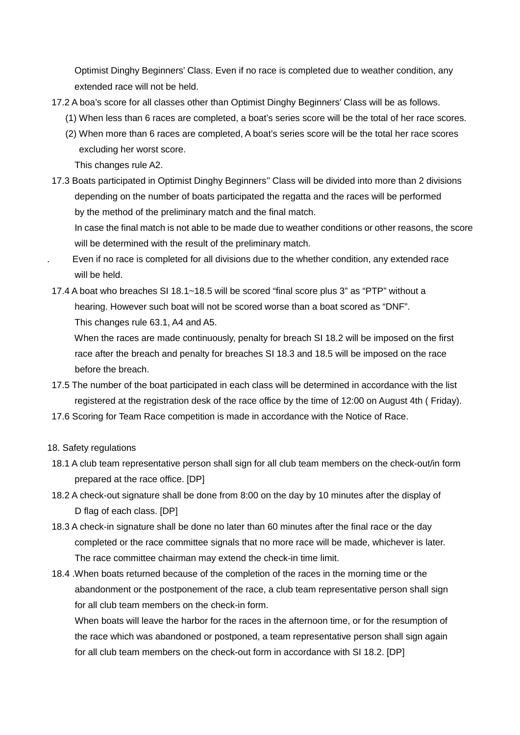Optimist Dinghy Beginners' Class. Even if no race is completed due to weather condition, any extended race will not be held.

17.2 A boa's score for all classes other than Optimist Dinghy Beginners' Class will be as follows.

(1) When less than 6 races are completed, a boat's series score will be the total of her race scores.

(2) When more than 6 races are completed, A boat's series score will be the total her race scores excluding her worst score.

This changes rule A2.

17.3 Boats participated in Optimist Dinghy Beginners'' Class will be divided into more than 2 divisions depending on the number of boats participated the regatta and the races will be performed by the method of the preliminary match and the final match.

In case the final match is not able to be made due to weather conditions or other reasons, the score will be determined with the result of the preliminary match.

. Even if no race is completed for all divisions due to the whether condition, any extended race will be held.

17.4 A boat who breaches SI 18.1~18.5 will be scored "final score plus 3" as "PTP" without a hearing. However such boat will not be scored worse than a boat scored as "DNF".

This changes rule 63.1, A4 and A5.

When the races are made continuously, penalty for breach SI 18.2 will be imposed on the first race after the breach and penalty for breaches SI 18.3 and 18.5 will be imposed on the race before the breach.

17.5 The number of the boat participated in each class will be determined in accordance with the list registered at the registration desk of the race office by the time of 12:00 on August 4th ( Friday).

17.6 Scoring for Team Race competition is made in accordance with the Notice of Race.

18. Safety regulations

18.1 A club team representative person shall sign for all club team members on the check-out/in form prepared at the race office. [DP]

18.2 A check-out signature shall be done from 8:00 on the day by 10 minutes after the display of D flag of each class. [DP]

18.3 A check-in signature shall be done no later than 60 minutes after the final race or the day completed or the race committee signals that no more race will be made, whichever is later. The race committee chairman may extend the check-in time limit.

18.4 .When boats returned because of the completion of the races in the morning time or the abandonment or the postponement of the race, a club team representative person shall sign for all club team members on the check-in form.

When boats will leave the harbor for the races in the afternoon time, or for the resumption of the race which was abandoned or postponed, a team representative person shall sign again for all club team members on the check-out form in accordance with SI 18.2. [DP]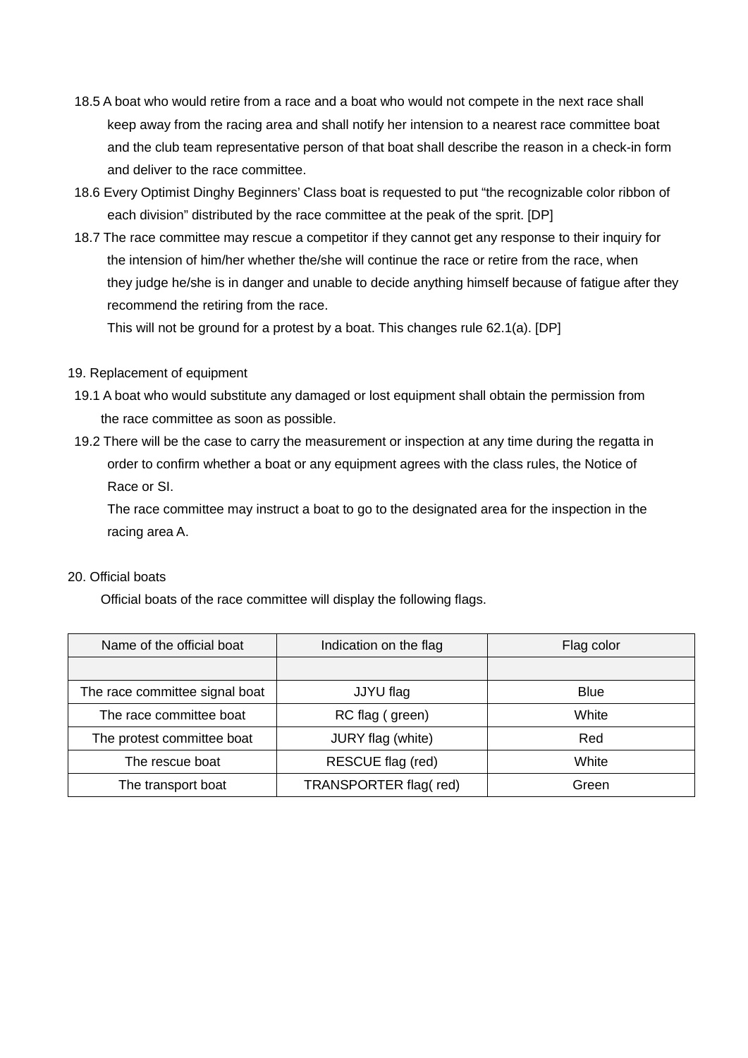18.5 A boat who would retire from a race and a boat who would not compete in the next race shall keep away from the racing area and shall notify her intension to a nearest race committee boat and the club team representative person of that boat shall describe the reason in a check-in form and deliver to the race committee.

18.6 Every Optimist Dinghy Beginners' Class boat is requested to put "the recognizable color ribbon of each division" distributed by the race committee at the peak of the sprit. [DP]

18.7 The race committee may rescue a competitor if they cannot get any response to their inquiry for the intension of him/her whether the/she will continue the race or retire from the race, when they judge he/she is in danger and unable to decide anything himself because of fatigue after they recommend the retiring from the race.
This will not be ground for a protest by a boat. This changes rule 62.1(a). [DP]

19. Replacement of equipment

19.1 A boat who would substitute any damaged or lost equipment shall obtain the permission from the race committee as soon as possible.

19.2 There will be the case to carry the measurement or inspection at any time during the regatta in order to confirm whether a boat or any equipment agrees with the class rules, the Notice of Race or SI.
The race committee may instruct a boat to go to the designated area for the inspection in the racing area A.

20. Official boats

Official boats of the race committee will display the following flags.

| Name of the official boat | Indication on the flag | Flag color |
|---|---|---|
| | | |
| The race committee signal boat | JJYU flag | Blue |
| The race committee boat | RC flag ( green) | White |
| The protest committee boat | JURY flag (white) | Red |
| The rescue boat | RESCUE flag (red) | White |
| The transport boat | TRANSPORTER flag( red) | Green |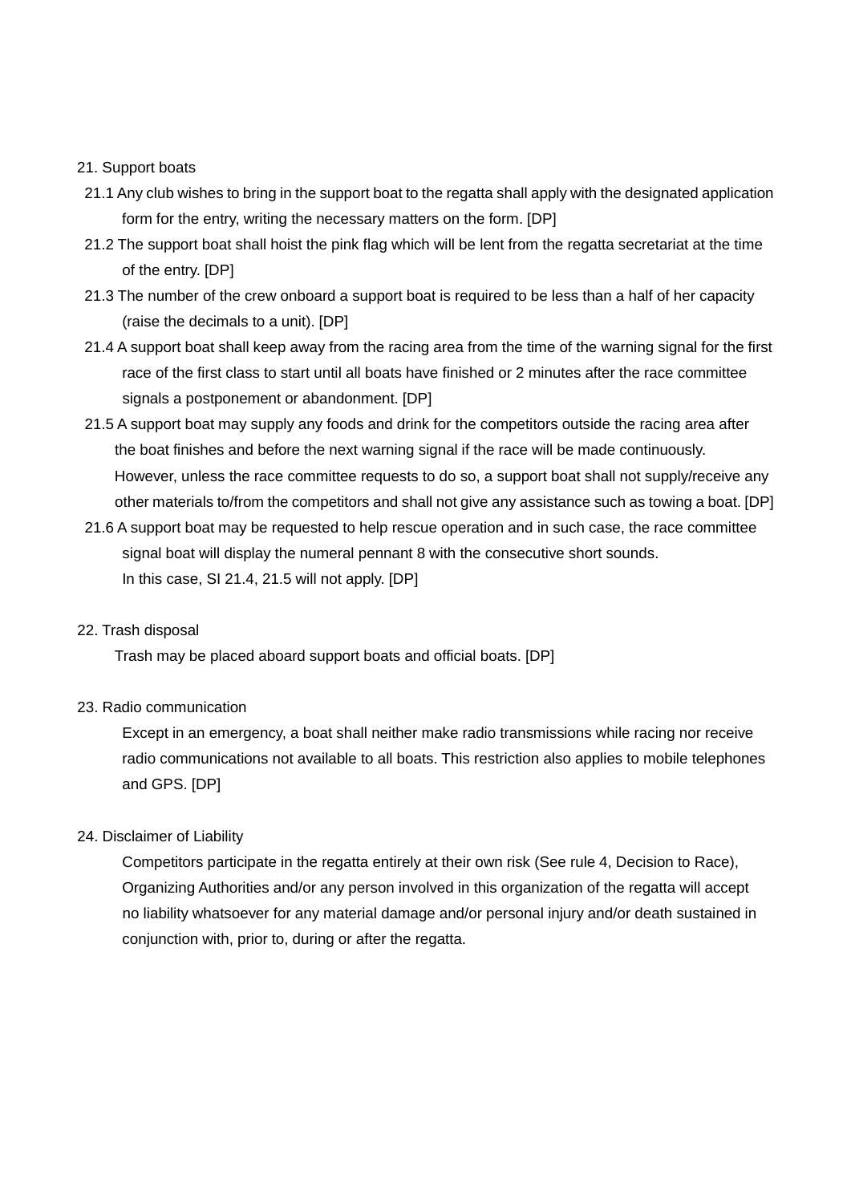21. Support boats

21.1 Any club wishes to bring in the support boat to the regatta shall apply with the designated application form for the entry, writing the necessary matters on the form. [DP]

21.2 The support boat shall hoist the pink flag which will be lent from the regatta secretariat at the time of the entry. [DP]

21.3 The number of the crew onboard a support boat is required to be less than a half of her capacity (raise the decimals to a unit). [DP]

21.4 A support boat shall keep away from the racing area from the time of the warning signal for the first race of the first class to start until all boats have finished or 2 minutes after the race committee signals a postponement or abandonment. [DP]

21.5 A support boat may supply any foods and drink for the competitors outside the racing area after the boat finishes and before the next warning signal if the race will be made continuously. However, unless the race committee requests to do so, a support boat shall not supply/receive any other materials to/from the competitors and shall not give any assistance such as towing a boat. [DP]

21.6 A support boat may be requested to help rescue operation and in such case, the race committee signal boat will display the numeral pennant 8 with the consecutive short sounds.
In this case, SI 21.4, 21.5 will not apply. [DP]

22. Trash disposal

Trash may be placed aboard support boats and official boats. [DP]

23. Radio communication

Except in an emergency, a boat shall neither make radio transmissions while racing nor receive radio communications not available to all boats. This restriction also applies to mobile telephones and GPS. [DP]

24. Disclaimer of Liability

Competitors participate in the regatta entirely at their own risk (See rule 4, Decision to Race), Organizing Authorities and/or any person involved in this organization of the regatta will accept no liability whatsoever for any material damage and/or personal injury and/or death sustained in conjunction with, prior to, during or after the regatta.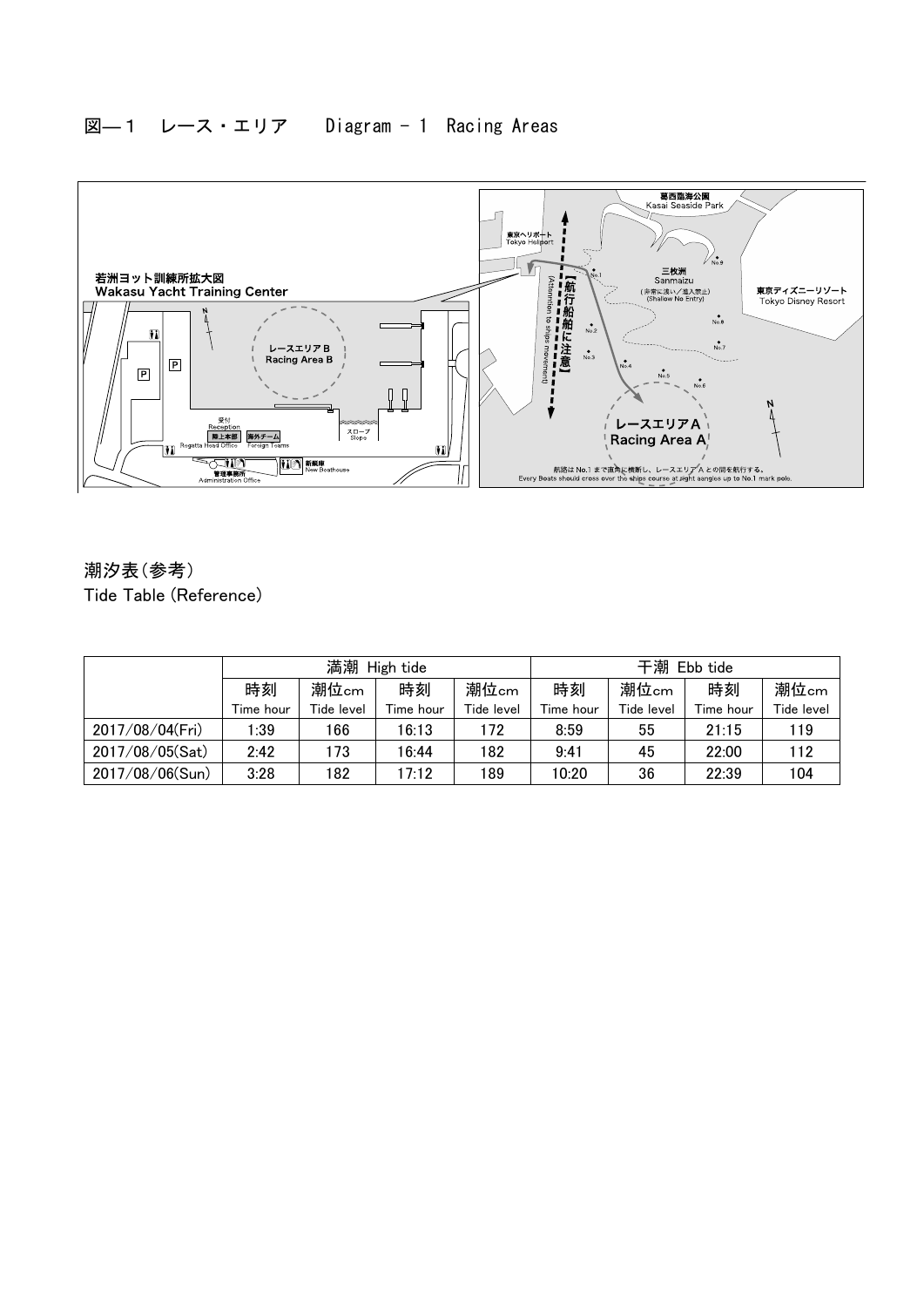## 図―１　レース・エリア　　Diagram - 1　Racing Areas

## 潮汐表(参考)

Tide Table (Reference)

| | 満潮 High tide | | | | 干潮 Ebb tide | | | |
|---|---|---|---|---|---|---|---|---|
| | 時刻<br>Time hour | 潮位cm<br>Tide level | 時刻<br>Time hour | 潮位cm<br>Tide level | 時刻<br>Time hour | 潮位cm<br>Tide level | 時刻<br>Time hour | 潮位cm<br>Tide level |
| 2017/08/04(Fri) | 1:39 | 166 | 16:13 | 172 | 8:59 | 55 | 21:15 | 119 |
| 2017/08/05(Sat) | 2:42 | 173 | 16:44 | 182 | 9:41 | 45 | 22:00 | 112 |
| 2017/08/06(Sun) | 3:28 | 182 | 17:12 | 189 | 10:20 | 36 | 22:39 | 104 |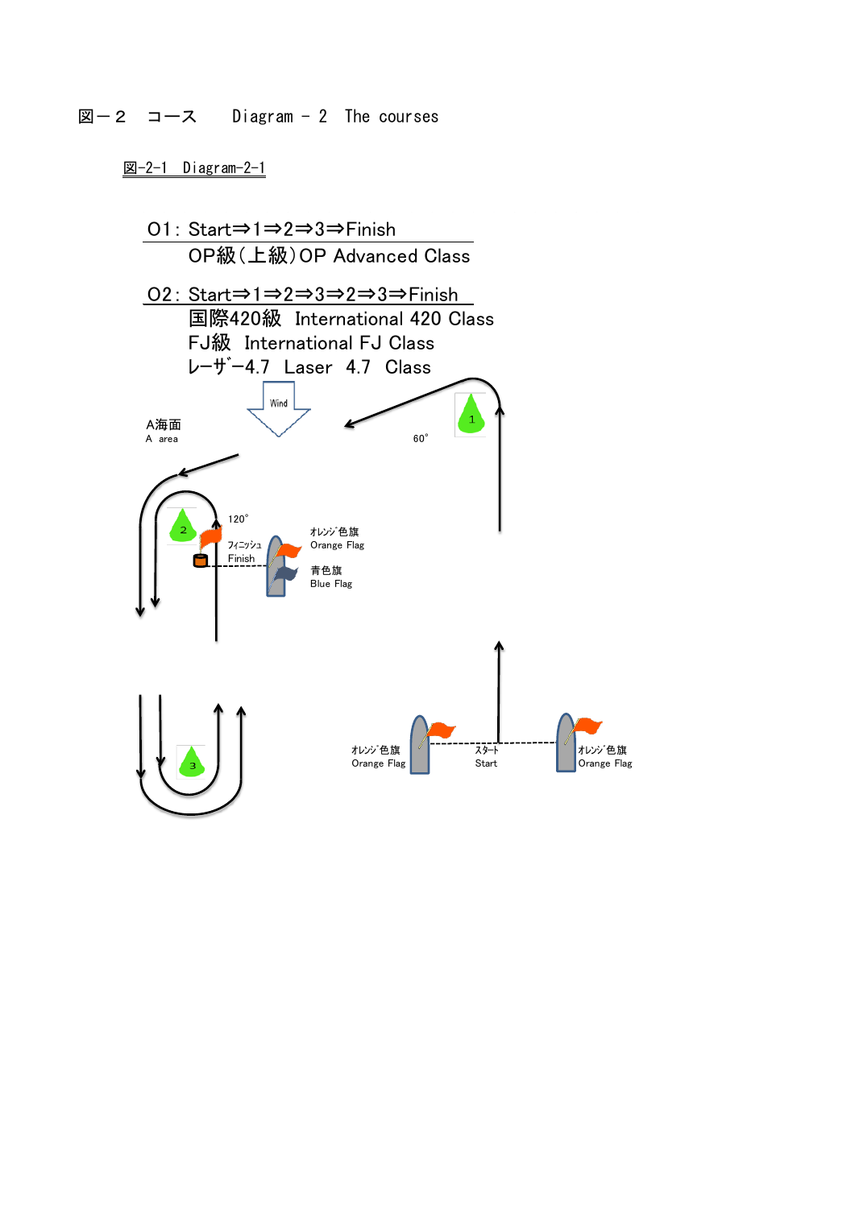# 図－２　コース　　Diagram － 2　The courses

図-2-1　Diagram-2-1

O1：Start⇒1⇒2⇒3⇒Finish

OP級（上級）OP Advanced Class

O2：Start⇒1⇒2⇒3⇒2⇒3⇒Finish

国際420級　International 420 Class

FJ級　International FJ Class

レーザ－4.7　Laser　4.7　Class

Wind

A海面
A　area

60°

120°

フィニッシュ
Finish

ｵﾚﾝｼﾞ色旗
Orange Flag

青色旗
Blue Flag

ｵﾚﾝｼﾞ色旗
Orange Flag

ｽﾀｰﾄ
Start

ｵﾚﾝｼﾞ色旗
Orange Flag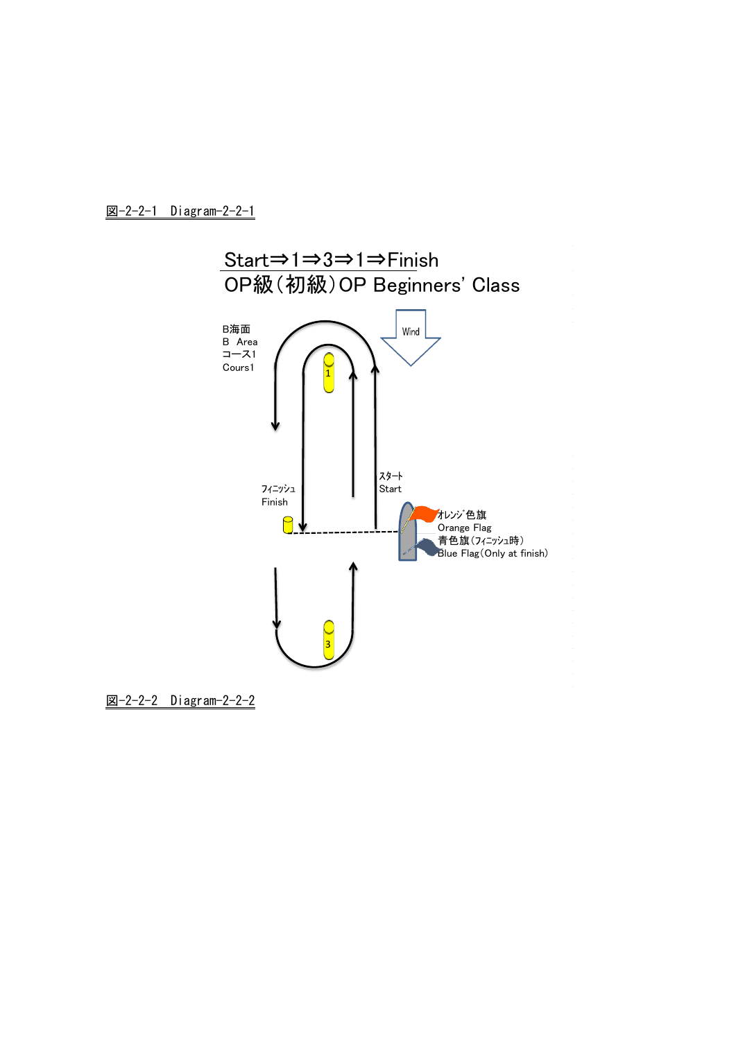図-2-2-1　Diagram-2-2-1

Start⇒1⇒3⇒1⇒Finish

OP級（初級）OP Beginners' Class

B海面
B　Area
コース1
Cours1

Wind

1

スタート
Start

フィニッシュ
Finish

オレンジ色旗
Orange Flag
青色旗（フィニッシュ時）
Blue Flag（Only at finish）

3

図-2-2-2　Diagram-2-2-2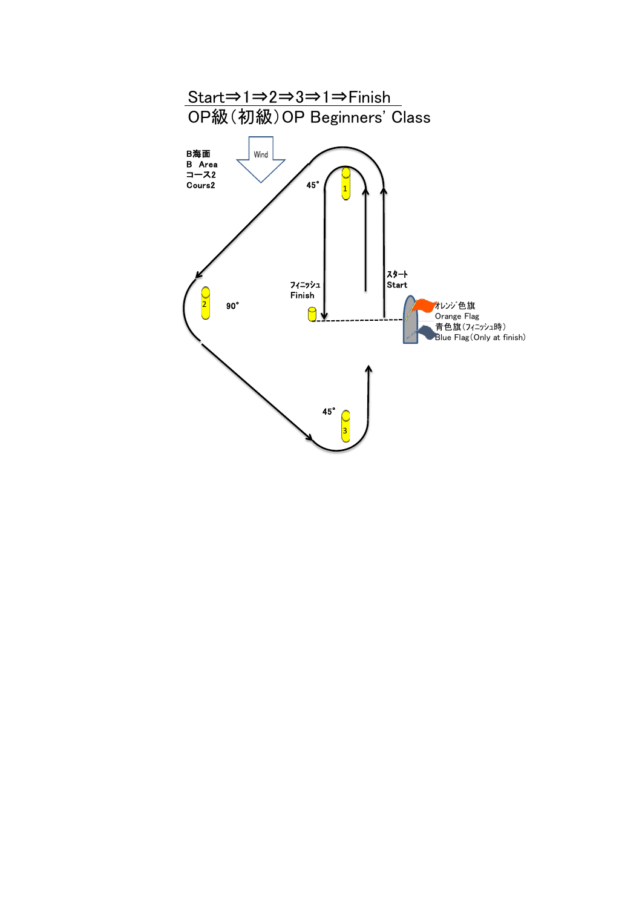## Start⇒1⇒2⇒3⇒1⇒Finish

## OP級（初級）OP Beginners' Class

B海面
B Area
コース2
Cours2

Wind

45°

1

スタート
Start

フィニッシュ
Finish

2

90°

オレンジ色旗
Orange Flag
青色旗（フィニッシュ時）
Blue Flag（Only at finish）

45°

3